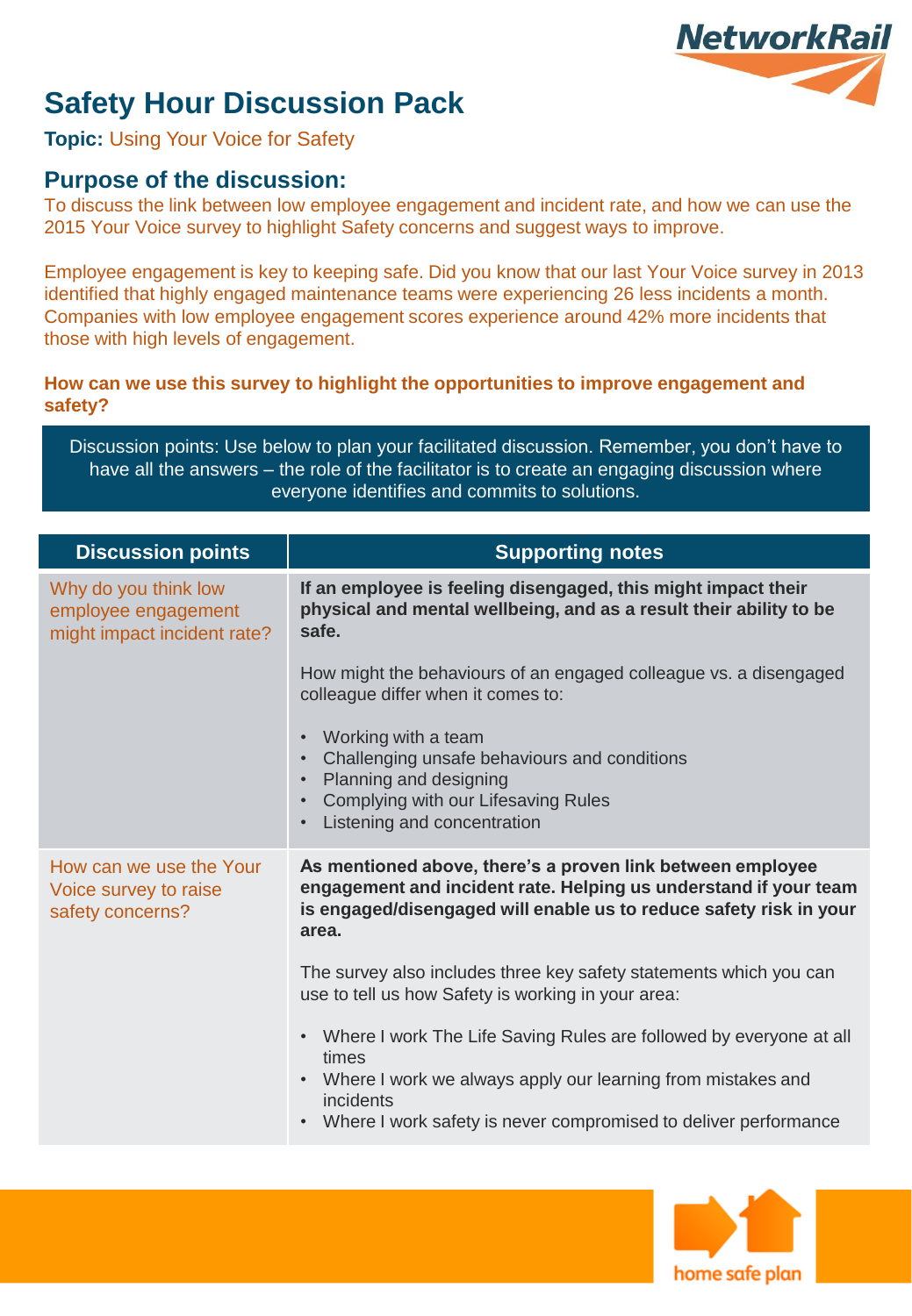# Safety Hour Discussion Pack

**Topic:** Using Your Voice for Safety

## Purpose of the discussion:

To discuss the link between low employee engagement and incident rate, and how we can use the 2015 Your Voice survey to highlight Safety concerns and suggest ways to improve.

Employee engagement is key to keeping safe. Did you know that our last Your Voice survey in 2013 identified that highly engaged maintenance teams were experiencing 26 less incidents a month. Companies with low employee engagement scores experience around 42% more incidents that those with high levels of engagement.

**How can we use this survey to highlight the opportunities to improve engagement and safety?**

Discussion points: Use below to plan your facilitated discussion. Remember, you don't have to have all the answers – the role of the facilitator is to create an engaging discussion where everyone identifies and commits to solutions.

| Discussion points | Supporting notes |
| --- | --- |
| Why do you think low employee engagement might impact incident rate? | **If an employee is feeling disengaged, this might impact their physical and mental wellbeing, and as a result their ability to be safe.**<br><br>How might the behaviours of an engaged colleague vs. a disengaged colleague differ when it comes to:<br><br>• Working with a team<br>• Challenging unsafe behaviours and conditions<br>• Planning and designing<br>• Complying with our Lifesaving Rules<br>• Listening and concentration |
| How can we use the Your Voice survey to raise safety concerns? | **As mentioned above, there's a proven link between employee engagement and incident rate. Helping us understand if your team is engaged/disengaged will enable us to reduce safety risk in your area.**<br><br>The survey also includes three key safety statements which you can use to tell us how Safety is working in your area:<br><br>• Where I work The Life Saving Rules are followed by everyone at all times<br>• Where I work we always apply our learning from mistakes and incidents<br>• Where I work safety is never compromised to deliver performance |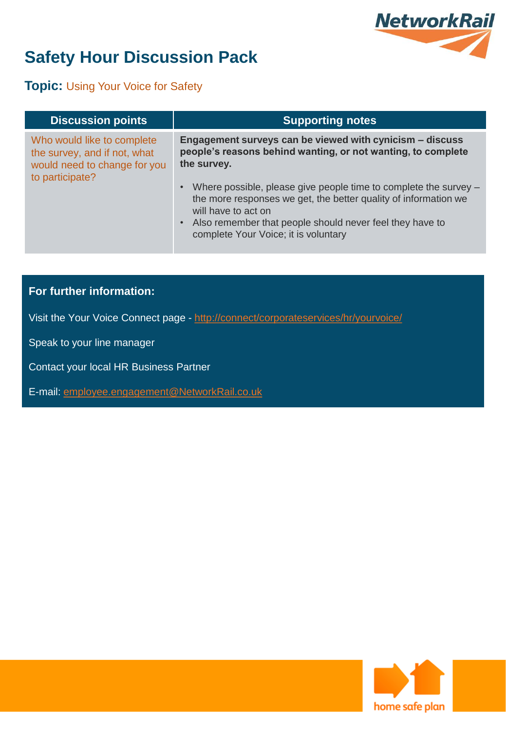# Safety Hour Discussion Pack

**Topic:** Using Your Voice for Safety

| Discussion points | Supporting notes |
| --- | --- |
| Who would like to complete the survey, and if not, what would need to change for you to participate? | **Engagement surveys can be viewed with cynicism – discuss people's reasons behind wanting, or not wanting, to complete the survey.**<br><br>• Where possible, please give people time to complete the survey – the more responses we get, the better quality of information we will have to act on<br>• Also remember that people should never feel they have to complete Your Voice; it is voluntary |

**For further information:**

Visit the Your Voice Connect page - http://connect/corporateservices/hr/yourvoice/

Speak to your line manager

Contact your local HR Business Partner

E-mail: employee.engagement@NetworkRail.co.uk